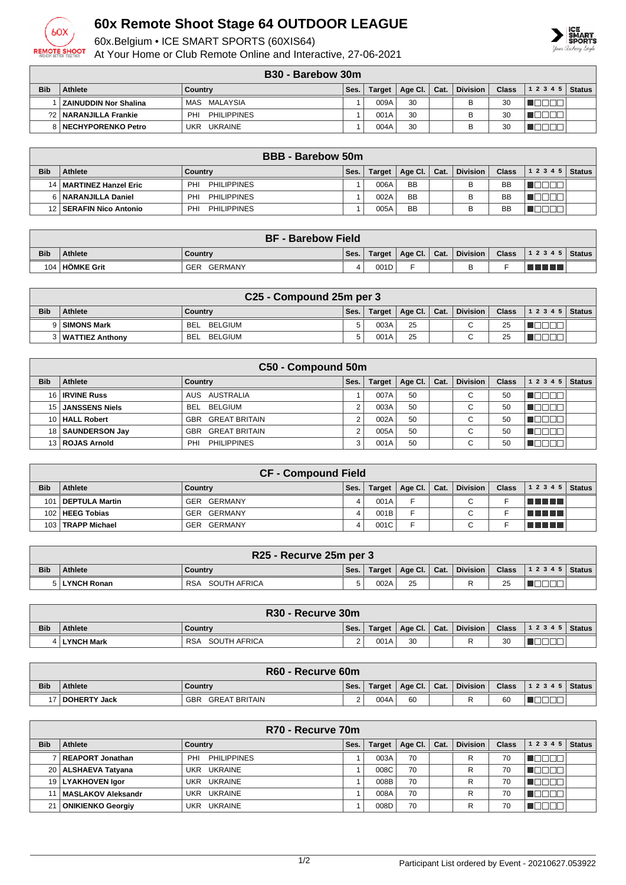# 60x Remote Shoot Stage 64 OUTDOOR LEAGUE

60x.Belgium • ICE SMART SPORTS (60XIS64)

At Your Home or Club Remote Online and Interactive, 27-06-2021

## B30 - Barebow 30m

| Bib | Athlete | Country | Ses. | Target | Age Cl. | Cat. | Division | Class | 1 2 3 4 5 | Status |
|---|---|---|---|---|---|---|---|---|---|---|
| 1 | ZAINUDDIN Nor Shalina | MAS MALAYSIA | 1 | 009A | 30 | | B | 30 | | |
| ?2 | NARANJILLA Frankie | PHI PHILIPPINES | 1 | 001A | 30 | | B | 30 | | |
| 8 | NECHYPORENKO Petro | UKR UKRAINE | 1 | 004A | 30 | | B | 30 | | |

## BBB - Barebow 50m

| Bib | Athlete | Country | Ses. | Target | Age Cl. | Cat. | Division | Class | 1 2 3 4 5 | Status |
|---|---|---|---|---|---|---|---|---|---|---|
| 14 | MARTINEZ Hanzel Eric | PHI PHILIPPINES | 1 | 006A | BB | | B | BB | | |
| 6 | NARANJILLA Daniel | PHI PHILIPPINES | 1 | 002A | BB | | B | BB | | |
| 12 | SERAFIN Nico Antonio | PHI PHILIPPINES | 1 | 005A | BB | | B | BB | | |

## BF - Barebow Field

| Bib | Athlete | Country | Ses. | Target | Age Cl. | Cat. | Division | Class | 1 2 3 4 5 | Status |
|---|---|---|---|---|---|---|---|---|---|---|
| 104 | HÖMKE Grit | GER GERMANY | 4 | 001D | F | | B | F | | |

## C25 - Compound 25m per 3

| Bib | Athlete | Country | Ses. | Target | Age Cl. | Cat. | Division | Class | 1 2 3 4 5 | Status |
|---|---|---|---|---|---|---|---|---|---|---|
| 9 | SIMONS Mark | BEL BELGIUM | 5 | 003A | 25 | | C | 25 | | |
| 3 | WATTIEZ Anthony | BEL BELGIUM | 5 | 001A | 25 | | C | 25 | | |

## C50 - Compound 50m

| Bib | Athlete | Country | Ses. | Target | Age Cl. | Cat. | Division | Class | 1 2 3 4 5 | Status |
|---|---|---|---|---|---|---|---|---|---|---|
| 16 | IRVINE Russ | AUS AUSTRALIA | 1 | 007A | 50 | | C | 50 | | |
| 15 | JANSSENS Niels | BEL BELGIUM | 2 | 003A | 50 | | C | 50 | | |
| 10 | HALL Robert | GBR GREAT BRITAIN | 2 | 002A | 50 | | C | 50 | | |
| 18 | SAUNDERSON Jay | GBR GREAT BRITAIN | 2 | 005A | 50 | | C | 50 | | |
| 13 | ROJAS Arnold | PHI PHILIPPINES | 3 | 001A | 50 | | C | 50 | | |

## CF - Compound Field

| Bib | Athlete | Country | Ses. | Target | Age Cl. | Cat. | Division | Class | 1 2 3 4 5 | Status |
|---|---|---|---|---|---|---|---|---|---|---|
| 101 | DEPTULA Martin | GER GERMANY | 4 | 001A | F | | C | F | | |
| 102 | HEEG Tobias | GER GERMANY | 4 | 001B | F | | C | F | | |
| 103 | TRAPP Michael | GER GERMANY | 4 | 001C | F | | C | F | | |

## R25 - Recurve 25m per 3

| Bib | Athlete | Country | Ses. | Target | Age Cl. | Cat. | Division | Class | 1 2 3 4 5 | Status |
|---|---|---|---|---|---|---|---|---|---|---|
| 5 | LYNCH Ronan | RSA SOUTH AFRICA | 5 | 002A | 25 | | R | 25 | | |

## R30 - Recurve 30m

| Bib | Athlete | Country | Ses. | Target | Age Cl. | Cat. | Division | Class | 1 2 3 4 5 | Status |
|---|---|---|---|---|---|---|---|---|---|---|
| 4 | LYNCH Mark | RSA SOUTH AFRICA | 2 | 001A | 30 | | R | 30 | | |

## R60 - Recurve 60m

| Bib | Athlete | Country | Ses. | Target | Age Cl. | Cat. | Division | Class | 1 2 3 4 5 | Status |
|---|---|---|---|---|---|---|---|---|---|---|
| 17 | DOHERTY Jack | GBR GREAT BRITAIN | 2 | 004A | 60 | | R | 60 | | |

## R70 - Recurve 70m

| Bib | Athlete | Country | Ses. | Target | Age Cl. | Cat. | Division | Class | 1 2 3 4 5 | Status |
|---|---|---|---|---|---|---|---|---|---|---|
| 7 | REAPORT Jonathan | PHI PHILIPPINES | 1 | 003A | 70 | | R | 70 | | |
| 20 | ALSHAEVA Tatyana | UKR UKRAINE | 1 | 008C | 70 | | R | 70 | | |
| 19 | LYAKHOVEN Igor | UKR UKRAINE | 1 | 008B | 70 | | R | 70 | | |
| 11 | MASLAKOV Aleksandr | UKR UKRAINE | 1 | 008A | 70 | | R | 70 | | |
| 21 | ONIKIENKO Georgiy | UKR UKRAINE | 1 | 008D | 70 | | R | 70 | | |

Participant List ordered by Event - 20210627.053922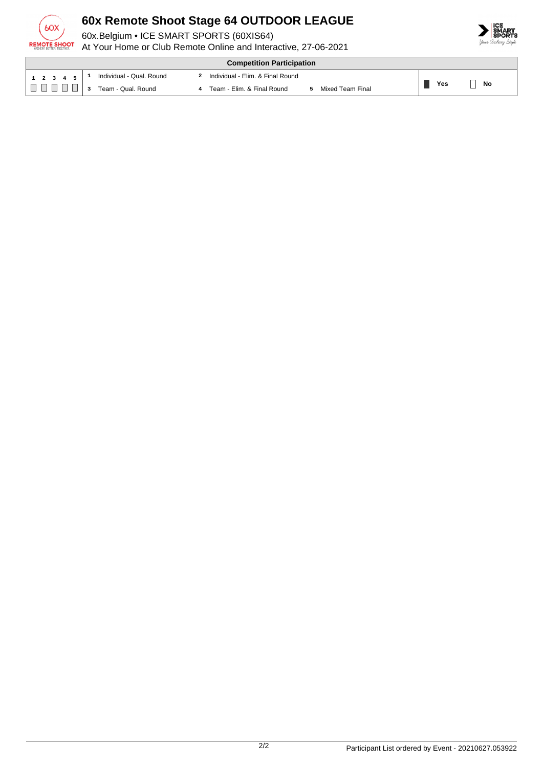# 60x Remote Shoot Stage 64 OUTDOOR LEAGUE

60x.Belgium • ICE SMART SPORTS (60XIS64)

At Your Home or Club Remote Online and Interactive, 27-06-2021

| Competition Participation | | | | |
|---|---|---|---|---|
| 1 2 3 4 5 | 1 Individual - Qual. Round | 2 Individual - Elim. & Final Round | | Yes / No |
| | 3 Team - Qual. Round | 4 Team - Elim. & Final Round | 5 Mixed Team Final | |

Participant List ordered by Event - 20210627.053922